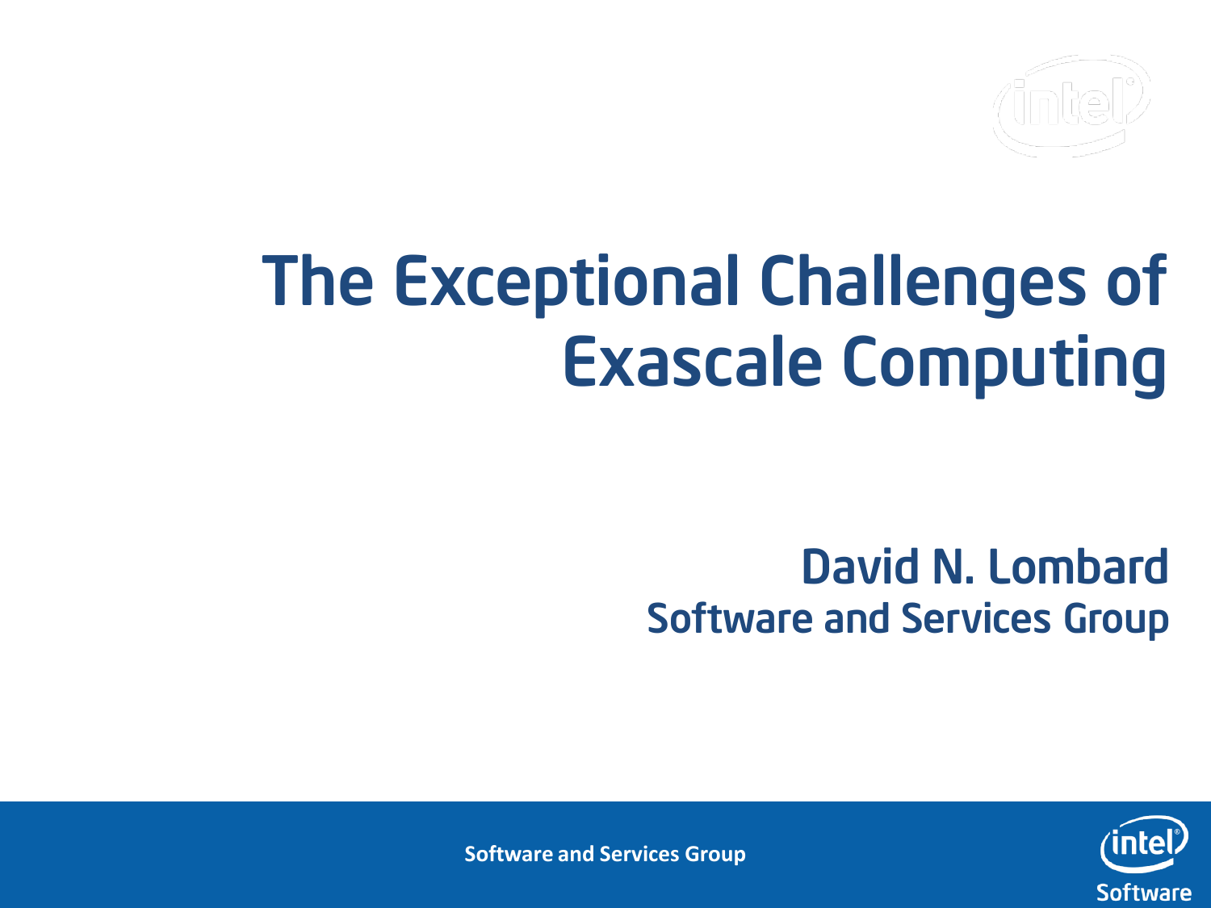# The Exceptional Challenges of Exascale Computing

**David N. Lombard**

**Software and Services Group**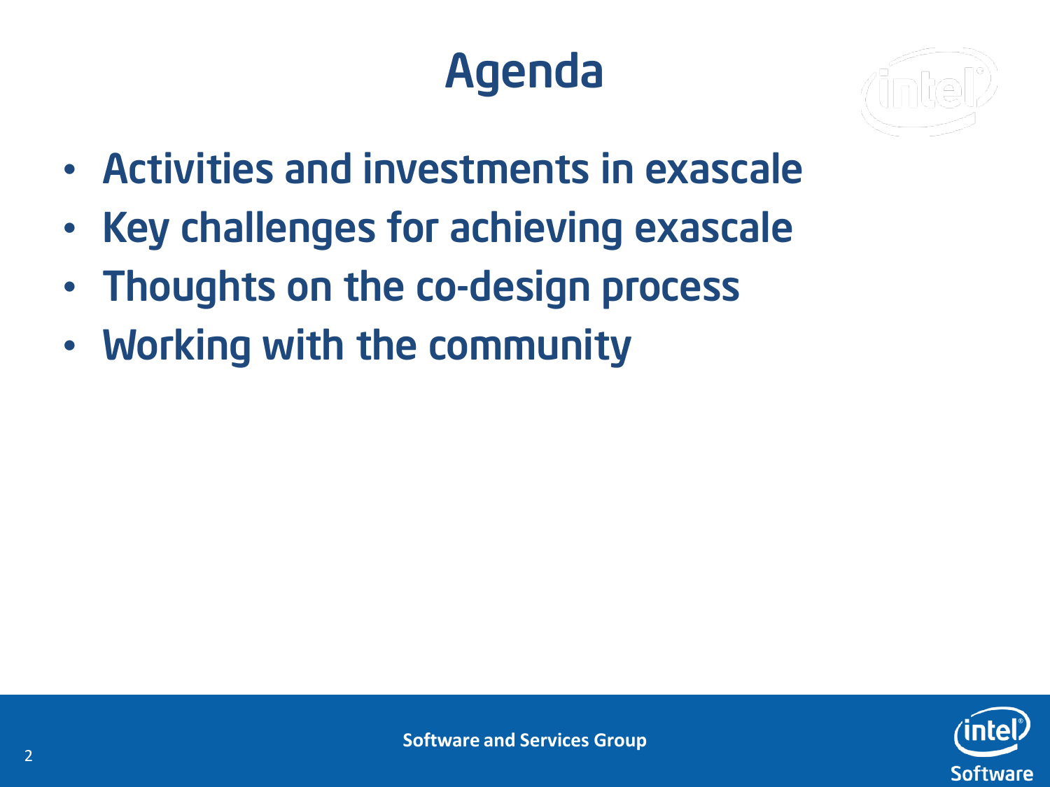# Agenda

- Activities and investments in exascale
- Key challenges for achieving exascale
- Thoughts on the co-design process
- Working with the community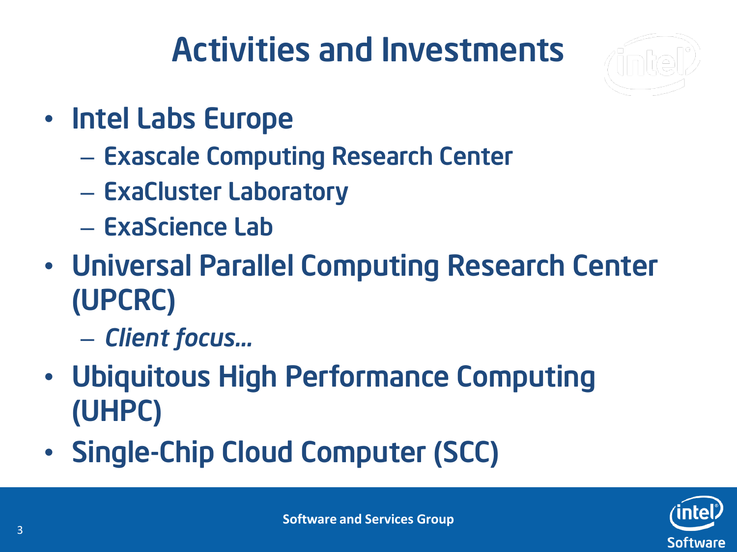# Activities and Investments

- Intel Labs Europe
  - Exascale Computing Research Center
  - ExaCluster Laboratory
  - ExaScience Lab
- Universal Parallel Computing Research Center (UPCRC)
  - *Client focus…*
- Ubiquitous High Performance Computing (UHPC)
- Single-Chip Cloud Computer (SCC)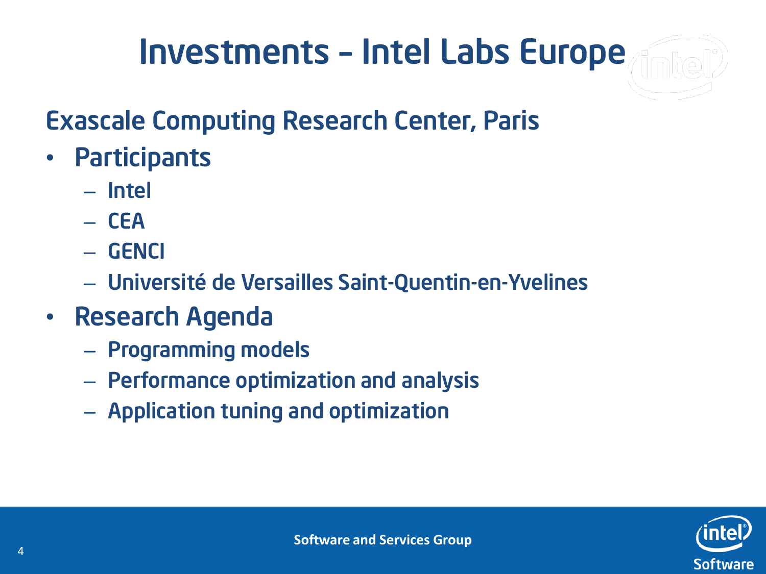# Investments – Intel Labs Europe

## Exascale Computing Research Center, Paris

- Participants
  - Intel
  - CEA
  - GENCI
  - Université de Versailles Saint-Quentin-en-Yvelines
- Research Agenda
  - Programming models
  - Performance optimization and analysis
  - Application tuning and optimization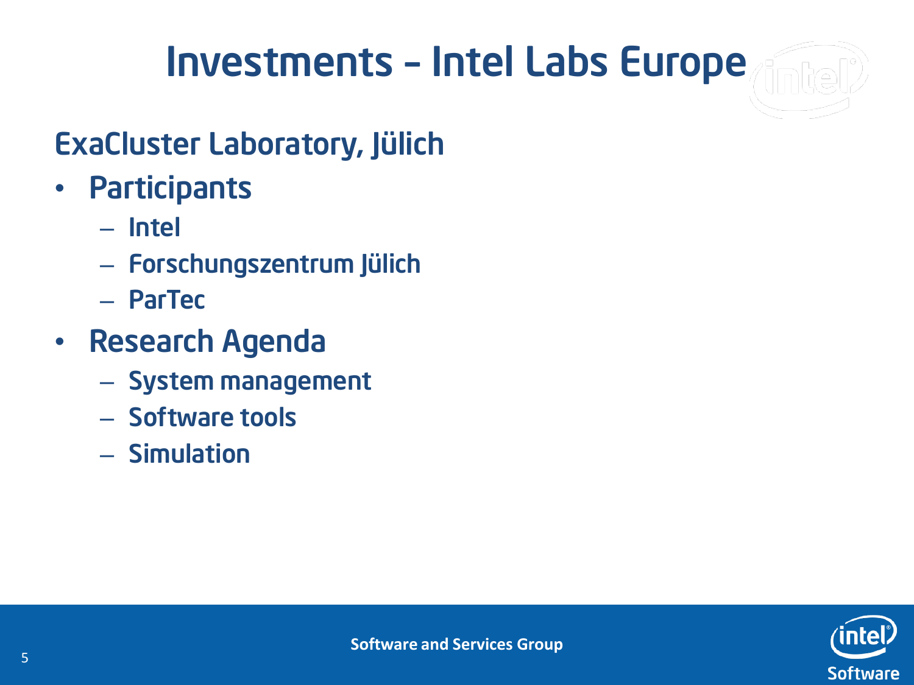# Investments – Intel Labs Europe

## ExaCluster Laboratory, Jülich

- Participants
  - Intel
  - Forschungszentrum Jülich
  - ParTec
- Research Agenda
  - System management
  - Software tools
  - Simulation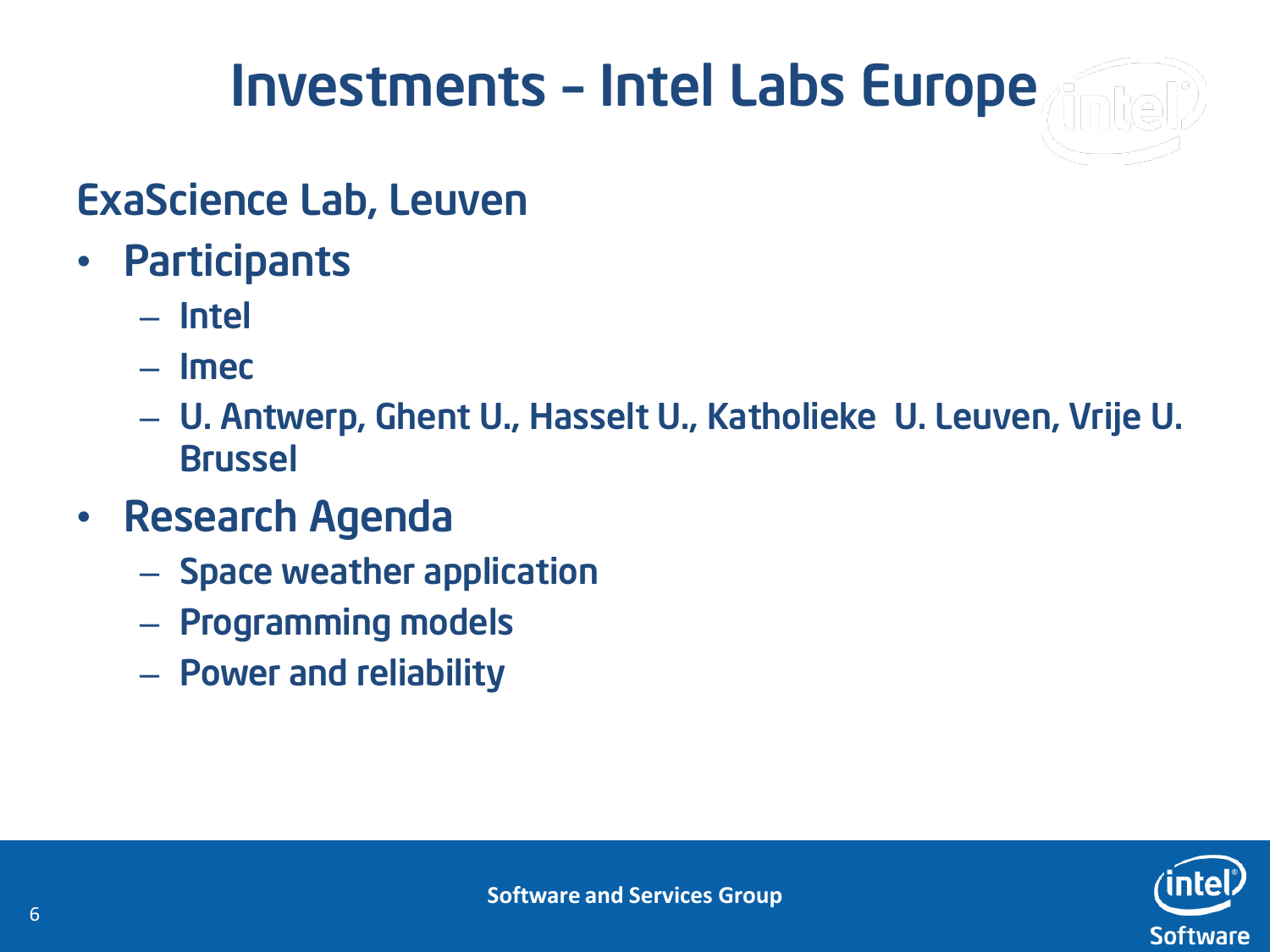# Investments – Intel Labs Europe

## ExaScience Lab, Leuven

- Participants
  - Intel
  - Imec
  - U. Antwerp, Ghent U., Hasselt U., Katholieke U. Leuven, Vrije U. Brussel
- Research Agenda
  - Space weather application
  - Programming models
  - Power and reliability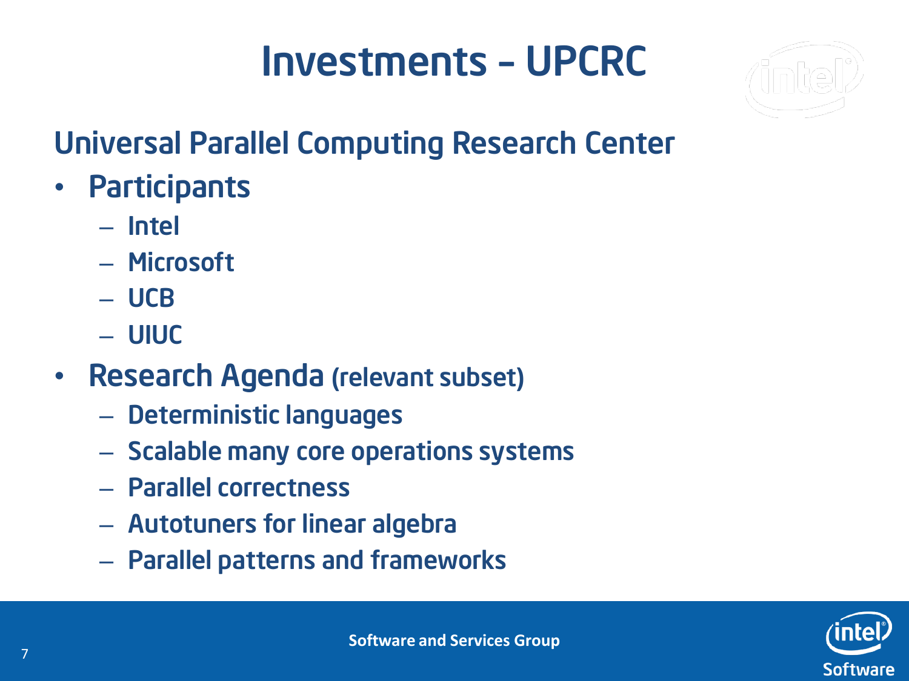# Investments – UPCRC

## Universal Parallel Computing Research Center

- Participants
  - Intel
  - Microsoft
  - UCB
  - UIUC
- Research Agenda (relevant subset)
  - Deterministic languages
  - Scalable many core operations systems
  - Parallel correctness
  - Autotuners for linear algebra
  - Parallel patterns and frameworks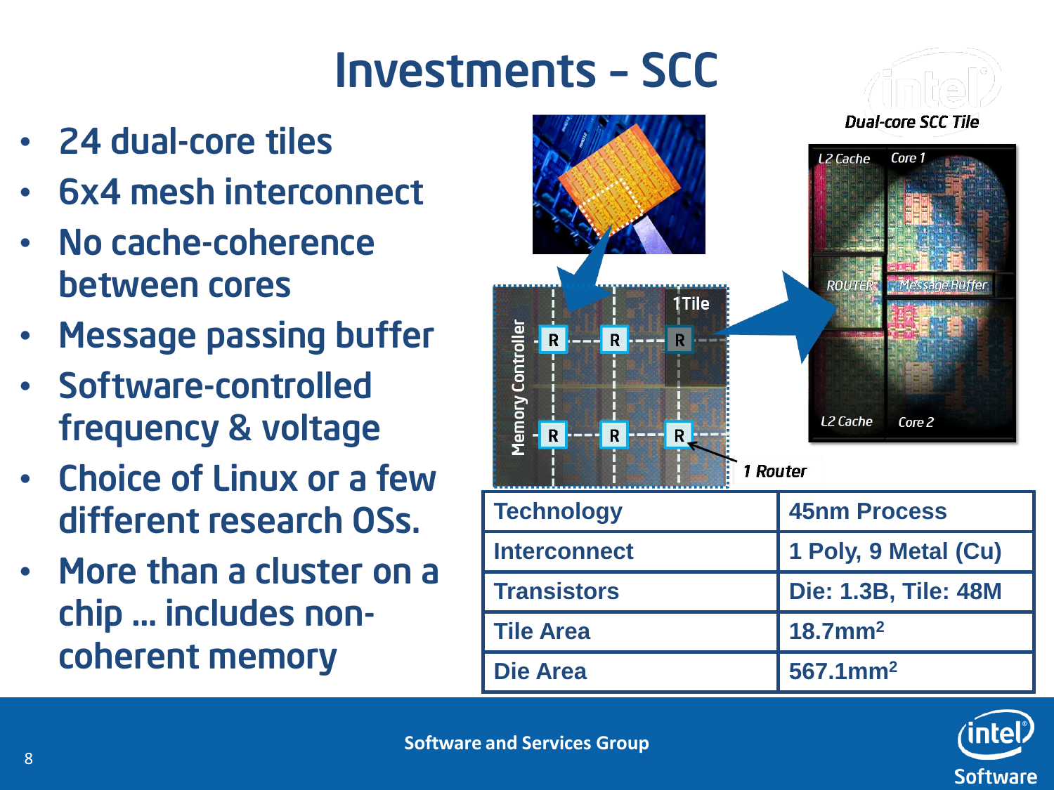# Investments – SCC

- 24 dual-core tiles
- 6x4 mesh interconnect
- No cache-coherence between cores
- Message passing buffer
- Software-controlled frequency & voltage
- Choice of Linux or a few different research OSs.
- More than a cluster on a chip … includes non-coherent memory

| Technology | 45nm Process |
| --- | --- |
| Interconnect | 1 Poly, 9 Metal (Cu) |
| Transistors | Die: 1.3B, Tile: 48M |
| Tile Area | 18.7mm$^2$ |
| Die Area | 567.1mm$^2$ |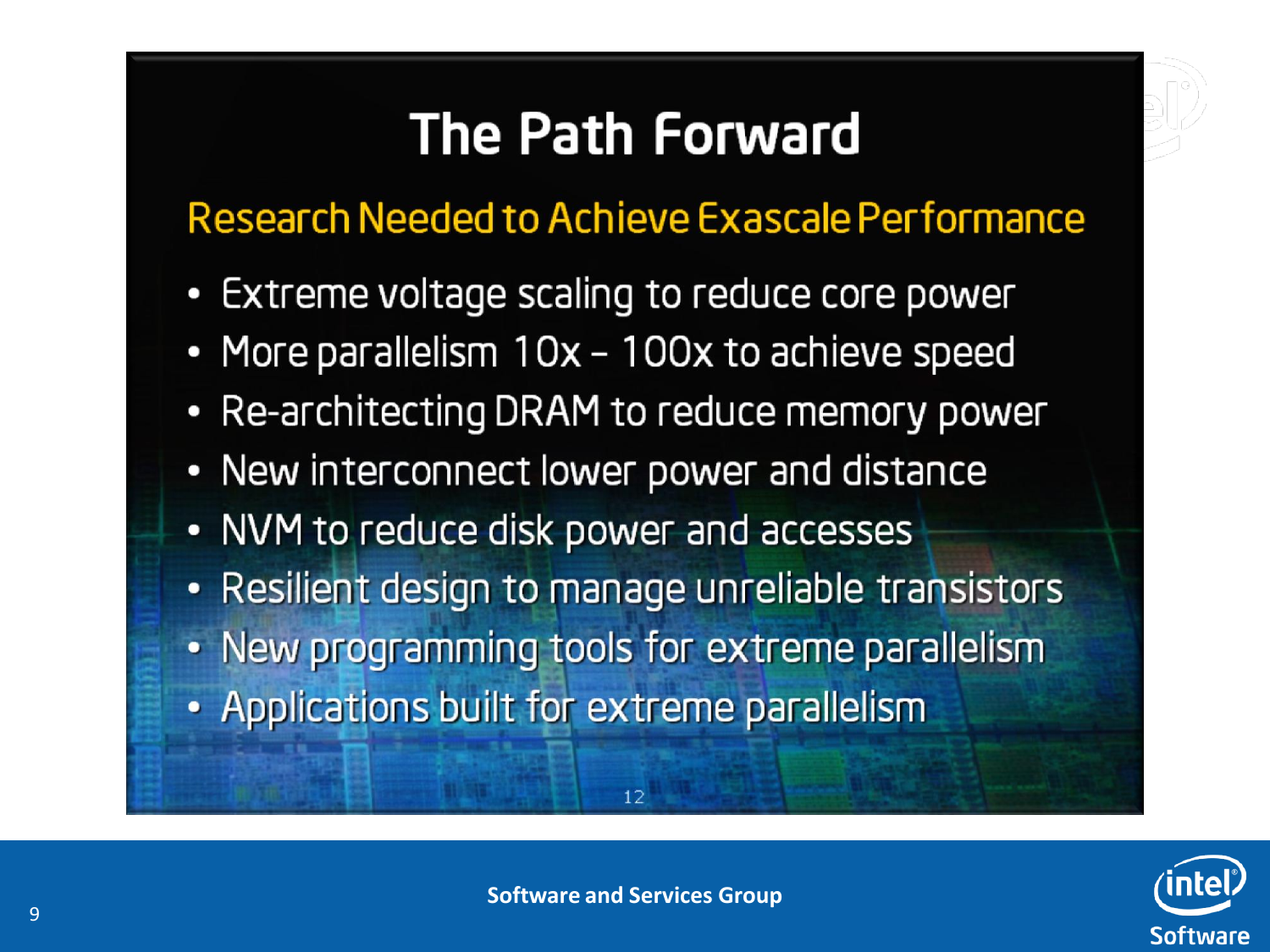# The Path Forward

## Research Needed to Achieve Exascale Performance

- Extreme voltage scaling to reduce core power
- More parallelism 10x – 100x to achieve speed
- Re-architecting DRAM to reduce memory power
- New interconnect lower power and distance
- NVM to reduce disk power and accesses
- Resilient design to manage unreliable transistors
- New programming tools for extreme parallelism
- Applications built for extreme parallelism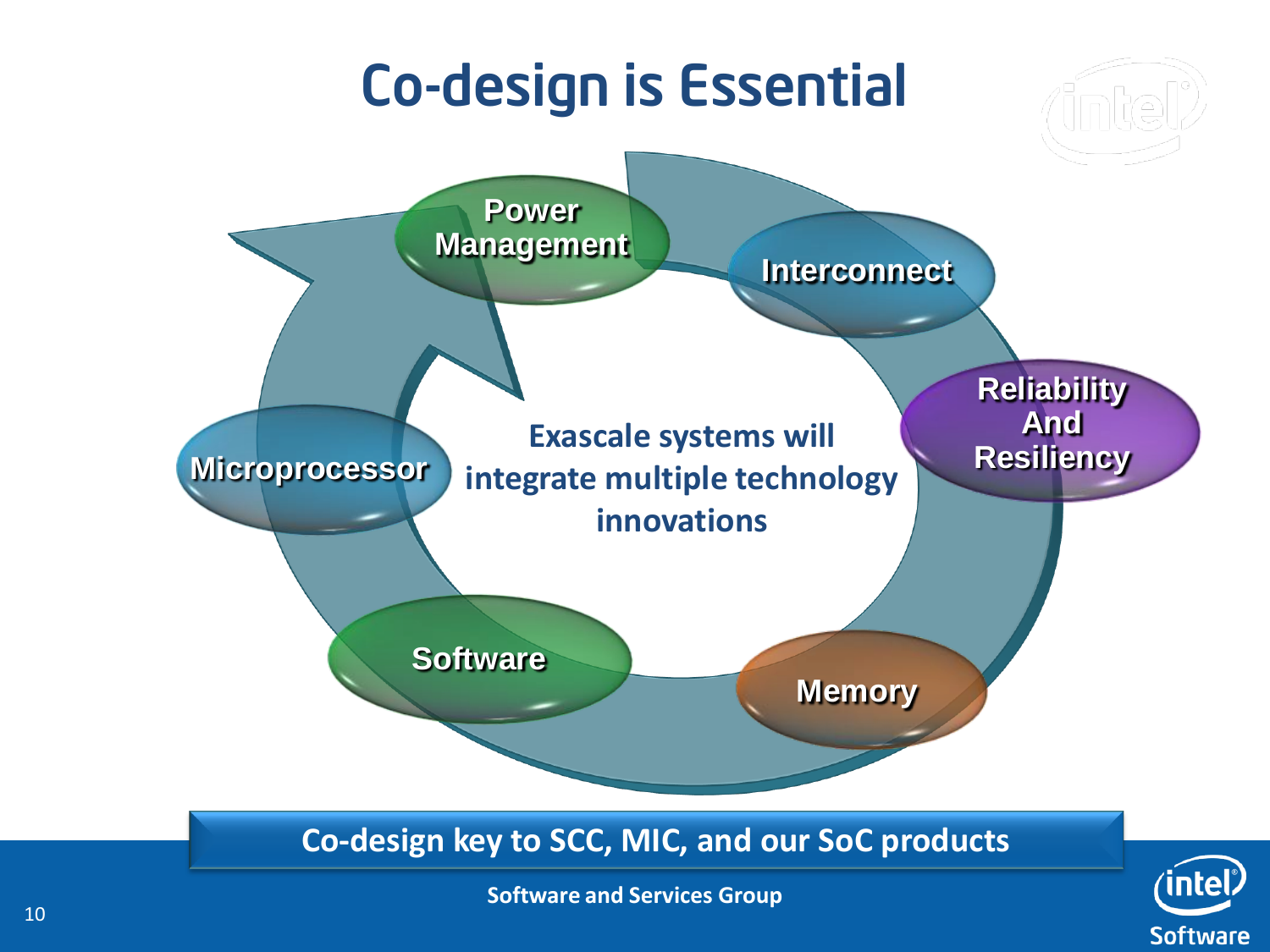# Co-design is Essential

- Power Management
- Interconnect
- Reliability And Resiliency
- Memory
- Software
- Microprocessor

Exascale systems will integrate multiple technology innovations

**Co-design key to SCC, MIC, and our SoC products**

Software and Services Group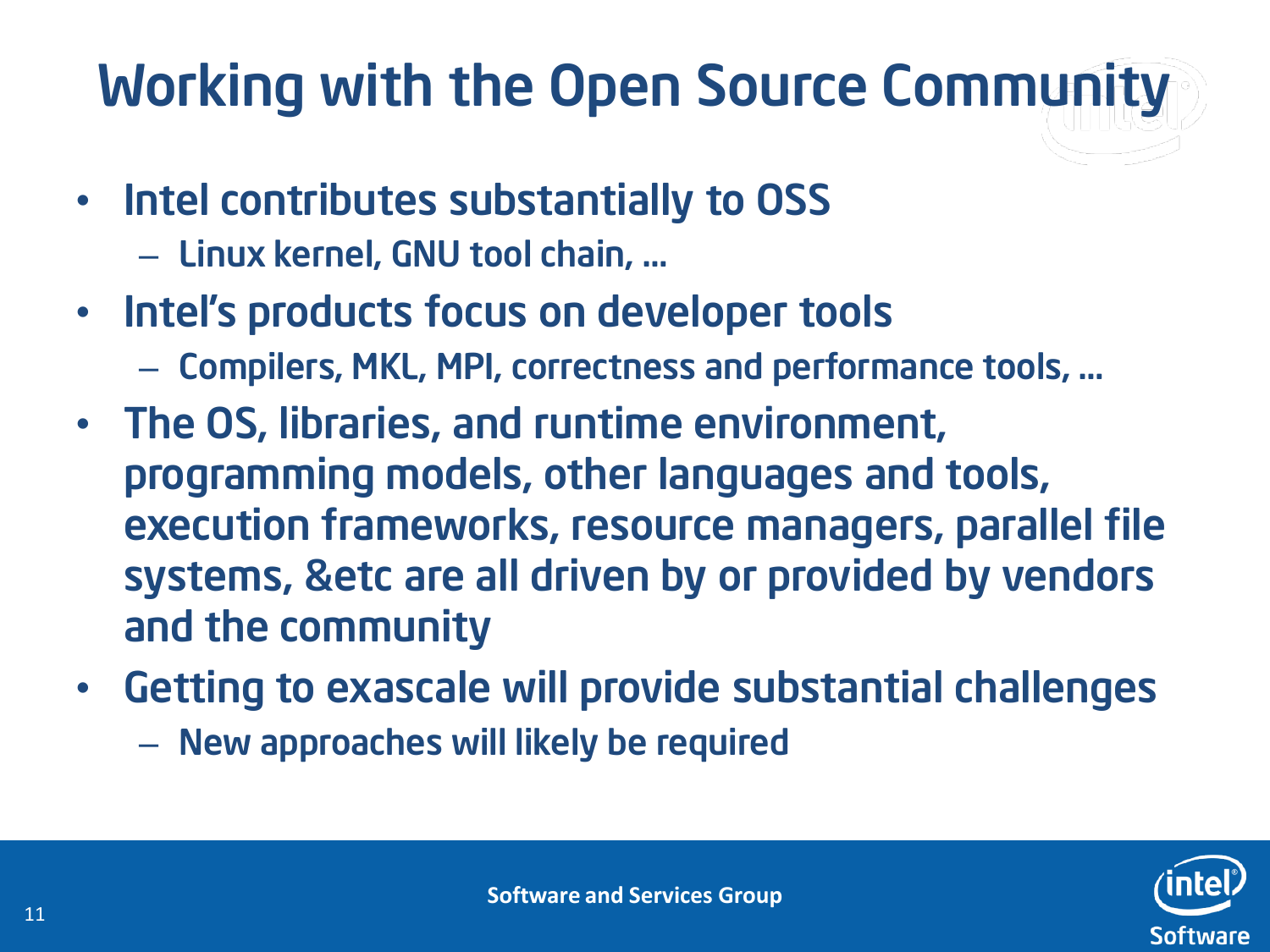# Working with the Open Source Community

- Intel contributes substantially to OSS
  - Linux kernel, GNU tool chain, …
- Intel's products focus on developer tools
  - Compilers, MKL, MPI, correctness and performance tools, …
- The OS, libraries, and runtime environment, programming models, other languages and tools, execution frameworks, resource managers, parallel file systems, &etc are all driven by or provided by vendors and the community
- Getting to exascale will provide substantial challenges
  - New approaches will likely be required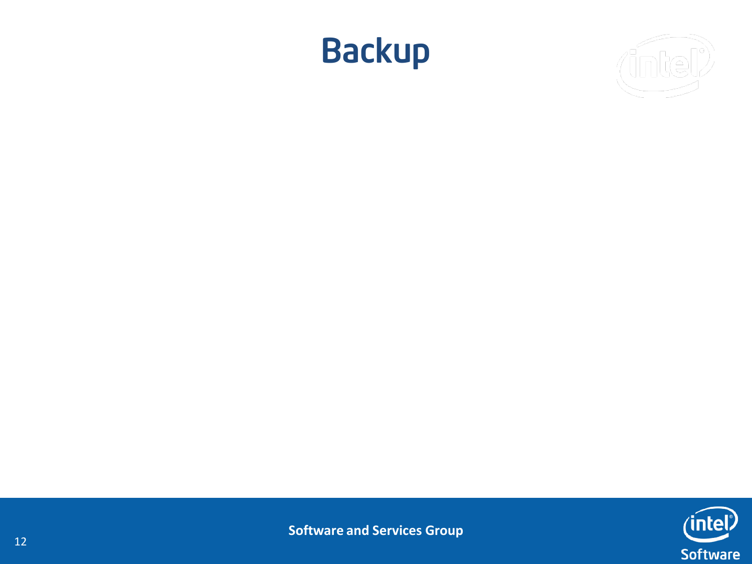# Backup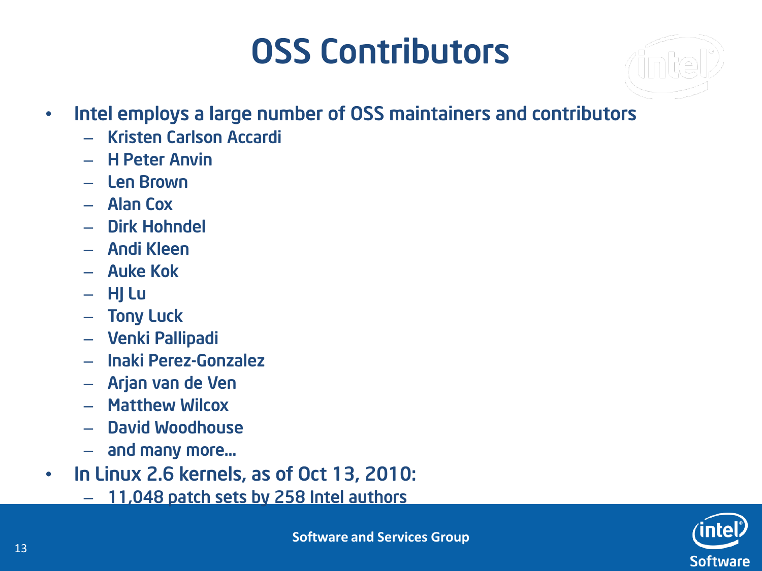# OSS Contributors

- Intel employs a large number of OSS maintainers and contributors
  - Kristen Carlson Accardi
  - H Peter Anvin
  - Len Brown
  - Alan Cox
  - Dirk Hohndel
  - Andi Kleen
  - Auke Kok
  - HJ Lu
  - Tony Luck
  - Venki Pallipadi
  - Inaki Perez-Gonzalez
  - Arjan van de Ven
  - Matthew Wilcox
  - David Woodhouse
  - and many more…
- In Linux 2.6 kernels, as of Oct 13, 2010:
  - 11,048 patch sets by 258 Intel authors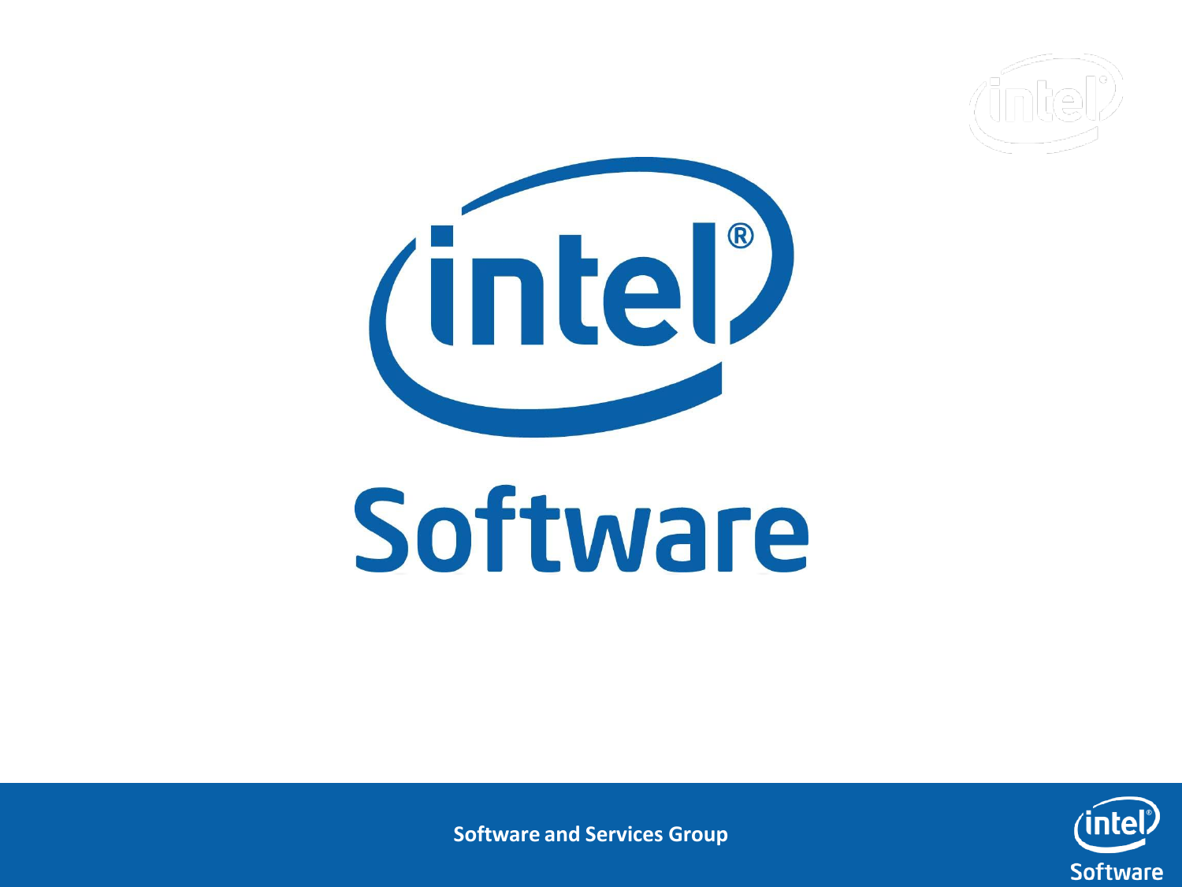intel®

Software

Software and Services Group